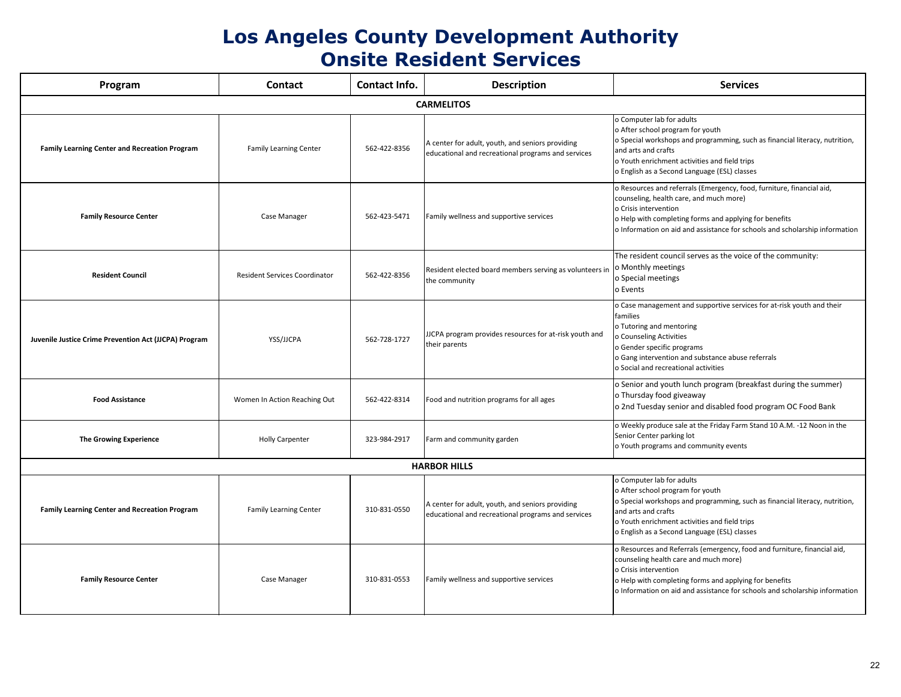# Los Angeles County Development Authority
# Onsite Resident Services

| Program | Contact | Contact Info. | Description | Services |
|---|---|---|---|---|
| **CARMELITOS** | | | | |
| **Family Learning Center and Recreation Program** | Family Learning Center | 562-422-8356 | A center for adult, youth, and seniors providing educational and recreational programs and services | o Computer lab for adults<br>o After school program for youth<br>o Special workshops and programming, such as financial literacy, nutrition, and arts and crafts<br>o Youth enrichment activities and field trips<br>o English as a Second Language (ESL) classes |
| **Family Resource Center** | Case Manager | 562-423-5471 | Family wellness and supportive services | o Resources and referrals (Emergency, food, furniture, financial aid, counseling, health care, and much more)<br>o Crisis intervention<br>o Help with completing forms and applying for benefits<br>o Information on aid and assistance for schools and scholarship information |
| **Resident Council** | Resident Services Coordinator | 562-422-8356 | Resident elected board members serving as volunteers in the community | The resident council serves as the voice of the community:<br>o Monthly meetings<br>o Special meetings<br>o Events |
| **Juvenile Justice Crime Prevention Act (JJCPA) Program** | YSS/JJCPA | 562-728-1727 | JJCPA program provides resources for at-risk youth and their parents | o Case management and supportive services for at-risk youth and their families<br>o Tutoring and mentoring<br>o Counseling Activities<br>o Gender specific programs<br>o Gang intervention and substance abuse referrals<br>o Social and recreational activities |
| **Food Assistance** | Women In Action Reaching Out | 562-422-8314 | Food and nutrition programs for all ages | o Senior and youth lunch program (breakfast during the summer)<br>o Thursday food giveaway<br>o 2nd Tuesday senior and disabled food program OC Food Bank |
| **The Growing Experience** | Holly Carpenter | 323-984-2917 | Farm and community garden | o Weekly produce sale at the Friday Farm Stand 10 A.M. -12 Noon in the Senior Center parking lot<br>o Youth programs and community events |
| **HARBOR HILLS** | | | | |
| **Family Learning Center and Recreation Program** | Family Learning Center | 310-831-0550 | A center for adult, youth, and seniors providing educational and recreational programs and services | o Computer lab for adults<br>o After school program for youth<br>o Special workshops and programming, such as financial literacy, nutrition, and arts and crafts<br>o Youth enrichment activities and field trips<br>o English as a Second Language (ESL) classes |
| **Family Resource Center** | Case Manager | 310-831-0553 | Family wellness and supportive services | o Resources and Referrals (emergency, food and furniture, financial aid, counseling health care and much more)<br>o Crisis intervention<br>o Help with completing forms and applying for benefits<br>o Information on aid and assistance for schools and scholarship information |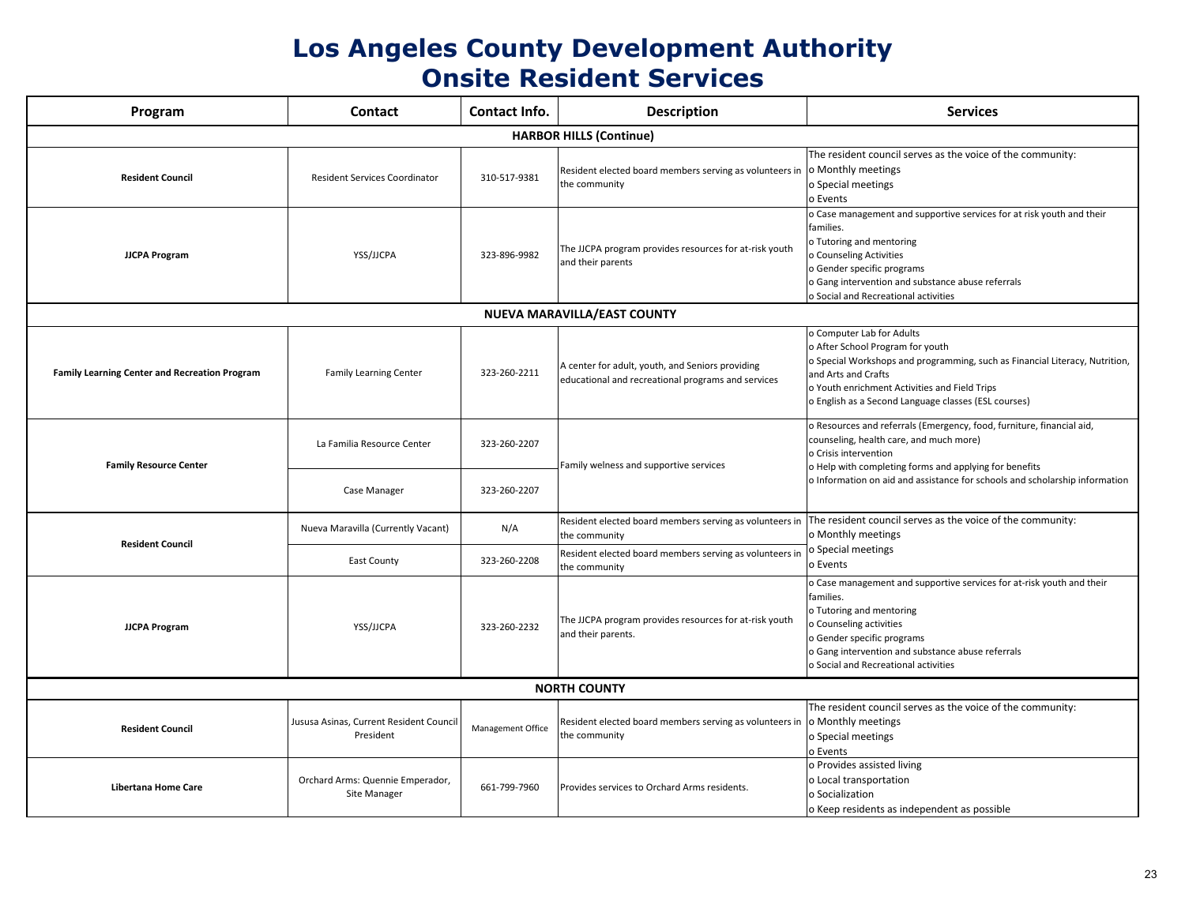# Los Angeles County Development Authority
## Onsite Resident Services

| Program | Contact | Contact Info. | Description | Services |
|---|---|---|---|---|
| **HARBOR HILLS (Continue)** | | | | |
| **Resident Council** | Resident Services Coordinator | 310-517-9381 | Resident elected board members serving as volunteers in the community | The resident council serves as the voice of the community:<br>o Monthly meetings<br>o Special meetings<br>o Events |
| **JJCPA Program** | YSS/JJCPA | 323-896-9982 | The JJCPA program provides resources for at-risk youth and their parents | o Case management and supportive services for at risk youth and their families.<br>o Tutoring and mentoring<br>o Counseling Activities<br>o Gender specific programs<br>o Gang intervention and substance abuse referrals<br>o Social and Recreational activities |
| **NUEVA MARAVILLA/EAST COUNTY** | | | | |
| **Family Learning Center and Recreation Program** | Family Learning Center | 323-260-2211 | A center for adult, youth, and Seniors providing educational and recreational programs and services | o Computer Lab for Adults<br>o After School Program for youth<br>o Special Workshops and programming, such as Financial Literacy, Nutrition, and Arts and Crafts<br>o Youth enrichment Activities and Field Trips<br>o English as a Second Language classes (ESL courses) |
| **Family Resource Center** | La Familia Resource Center | 323-260-2207 | Family welness and supportive services | o Resources and referrals (Emergency, food, furniture, financial aid, counseling, health care, and much more)<br>o Crisis intervention<br>o Help with completing forms and applying for benefits<br>o Information on aid and assistance for schools and scholarship information |
| | Case Manager | 323-260-2207 | | |
| **Resident Council** | Nueva Maravilla (Currently Vacant) | N/A | Resident elected board members serving as volunteers in the community | The resident council serves as the voice of the community:<br>o Monthly meetings<br>o Special meetings<br>o Events |
| | East County | 323-260-2208 | Resident elected board members serving as volunteers in the community | |
| **JJCPA Program** | YSS/JJCPA | 323-260-2232 | The JJCPA program provides resources for at-risk youth and their parents. | o Case management and supportive services for at-risk youth and their families.<br>o Tutoring and mentoring<br>o Counseling activities<br>o Gender specific programs<br>o Gang intervention and substance abuse referrals<br>o Social and Recreational activities |
| **NORTH COUNTY** | | | | |
| **Resident Council** | Jususa Asinas, Current Resident Council President | Management Office | Resident elected board members serving as volunteers in the community | The resident council serves as the voice of the community:<br>o Monthly meetings<br>o Special meetings<br>o Events |
| **Libertana Home Care** | Orchard Arms: Quennie Emperador, Site Manager | 661-799-7960 | Provides services to Orchard Arms residents. | o Provides assisted living<br>o Local transportation<br>o Socialization<br>o Keep residents as independent as possible |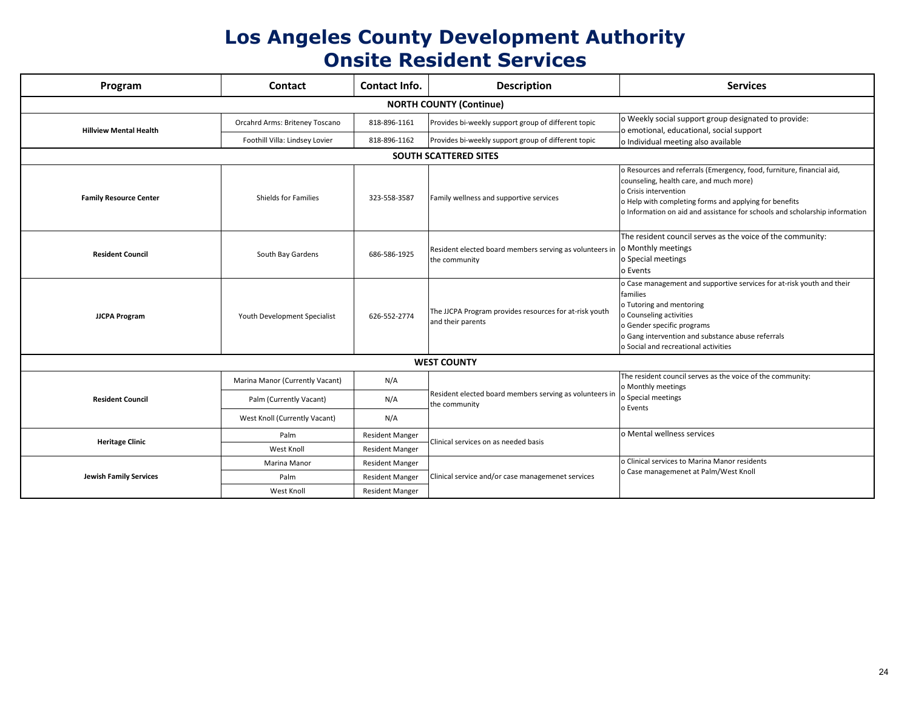# Los Angeles County Development Authority
# Onsite Resident Services

| Program | Contact | Contact Info. | Description | Services |
|---|---|---|---|---|
| **NORTH COUNTY (Continue)** | | | | |
| **Hillview Mental Health** | Orcahrd Arms: Briteney Toscano | 818-896-1161 | Provides bi-weekly support group of different topic | o Weekly social support group designated to provide:<br>o emotional, educational, social support<br>o Individual meeting also available |
| | Foothill Villa: Lindsey Lovier | 818-896-1162 | Provides bi-weekly support group of different topic | |
| **SOUTH SCATTERED SITES** | | | | |
| **Family Resource Center** | Shields for Families | 323-558-3587 | Family wellness and supportive services | o Resources and referrals (Emergency, food, furniture, financial aid, counseling, health care, and much more)<br>o Crisis intervention<br>o Help with completing forms and applying for benefits<br>o Information on aid and assistance for schools and scholarship information |
| **Resident Council** | South Bay Gardens | 686-586-1925 | Resident elected board members serving as volunteers in the community | The resident council serves as the voice of the community:<br>o Monthly meetings<br>o Special meetings<br>o Events |
| **JJCPA Program** | Youth Development Specialist | 626-552-2774 | The JJCPA Program provides resources for at-risk youth and their parents | o Case management and supportive services for at-risk youth and their families<br>o Tutoring and mentoring<br>o Counseling activities<br>o Gender specific programs<br>o Gang intervention and substance abuse referrals<br>o Social and recreational activities |
| **WEST COUNTY** | | | | |
| **Resident Council** | Marina Manor (Currently Vacant) | N/A | Resident elected board members serving as volunteers in the community | The resident council serves as the voice of the community:<br>o Monthly meetings<br>o Special meetings<br>o Events |
| | Palm (Currently Vacant) | N/A | | |
| | West Knoll (Currently Vacant) | N/A | | |
| **Heritage Clinic** | Palm | Resident Manger | Clinical services on as needed basis | o Mental wellness services |
| | West Knoll | Resident Manger | | |
| **Jewish Family Services** | Marina Manor | Resident Manger | Clinical service and/or case managemenet services | o Clinical services to Marina Manor residents<br>o Case managemenet at Palm/West Knoll |
| | Palm | Resident Manger | | |
| | West Knoll | Resident Manger | | |